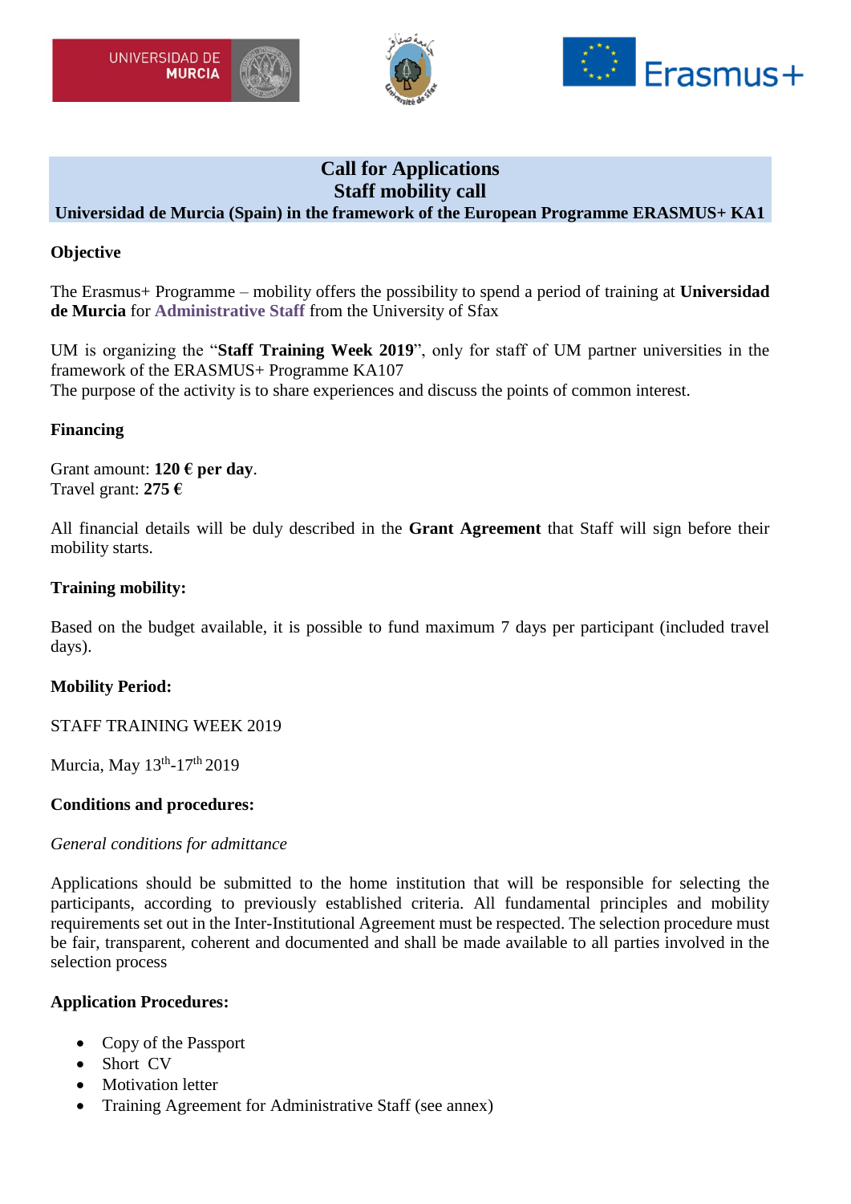# Call for Applications
## Staff mobility call
### Universidad de Murcia (Spain) in the framework of the European Programme ERASMUS+ KA1

**Objective**

The Erasmus+ Programme – mobility offers the possibility to spend a period of training at **Universidad de Murcia** for **Administrative Staff** from the University of Sfax

UM is organizing the "**Staff Training Week 2019**", only for staff of UM partner universities in the framework of the ERASMUS+ Programme KA107
The purpose of the activity is to share experiences and discuss the points of common interest.

**Financing**

Grant amount: **120 € per day**.
Travel grant: **275 €**

All financial details will be duly described in the **Grant Agreement** that Staff will sign before their mobility starts.

**Training mobility:**

Based on the budget available, it is possible to fund maximum 7 days per participant (included travel days).

**Mobility Period:**

STAFF TRAINING WEEK 2019

Murcia, May 13th-17th 2019

**Conditions and procedures:**

*General conditions for admittance*

Applications should be submitted to the home institution that will be responsible for selecting the participants, according to previously established criteria. All fundamental principles and mobility requirements set out in the Inter-Institutional Agreement must be respected. The selection procedure must be fair, transparent, coherent and documented and shall be made available to all parties involved in the selection process

**Application Procedures:**

- Copy of the Passport
- Short CV
- Motivation letter
- Training Agreement for Administrative Staff (see annex)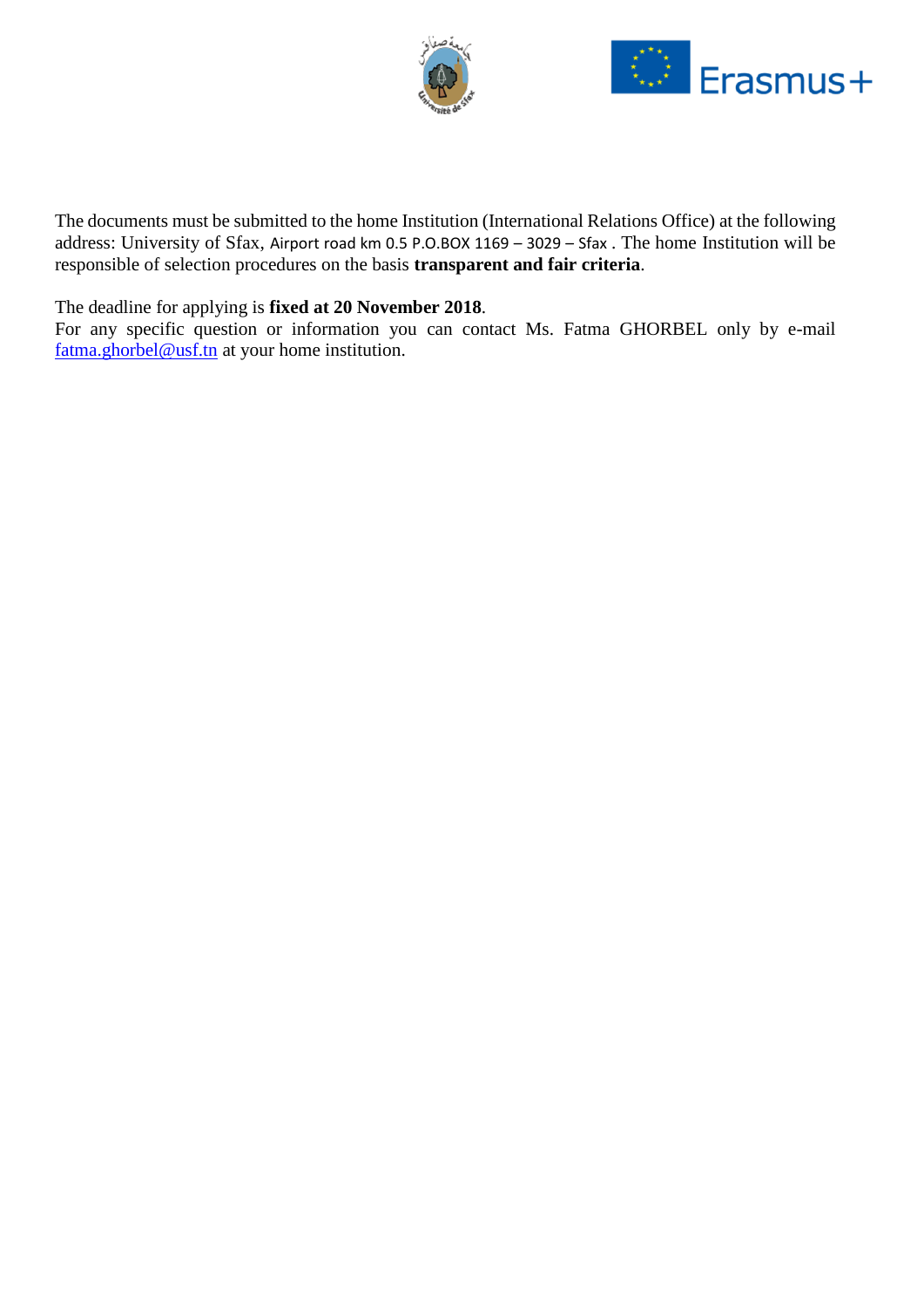The documents must be submitted to the home Institution (International Relations Office) at the following address: University of Sfax, Airport road km 0.5 P.O.BOX 1169 – 3029 – Sfax . The home Institution will be responsible of selection procedures on the basis **transparent and fair criteria**.

The deadline for applying is **fixed at 20 November 2018**.

For any specific question or information you can contact Ms. Fatma GHORBEL only by e-mail fatma.ghorbel@usf.tn at your home institution.